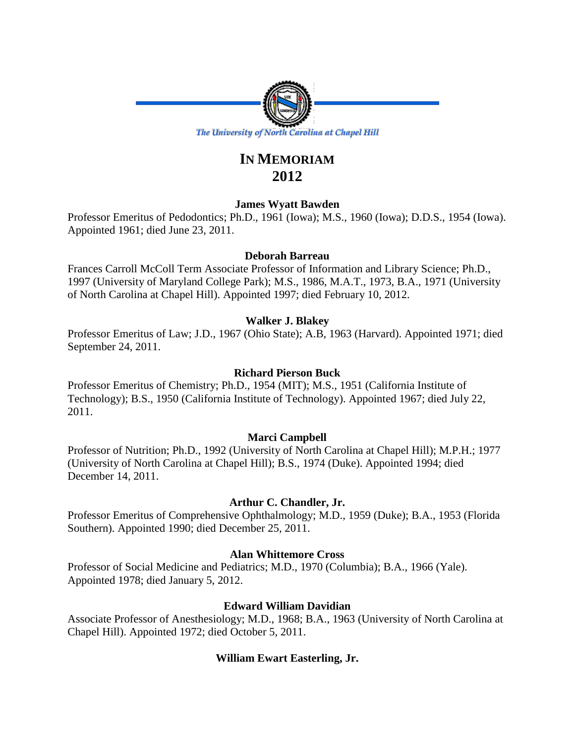The University of North Carolina at Chapel Hill

# IN MEMORIAM 2012

**James Wyatt Bawden**

Professor Emeritus of Pedodontics; Ph.D., 1961 (Iowa); M.S., 1960 (Iowa); D.D.S., 1954 (Iowa). Appointed 1961; died June 23, 2011.

**Deborah Barreau**

Frances Carroll McColl Term Associate Professor of Information and Library Science; Ph.D., 1997 (University of Maryland College Park); M.S., 1986, M.A.T., 1973, B.A., 1971 (University of North Carolina at Chapel Hill). Appointed 1997; died February 10, 2012.

**Walker J. Blakey**

Professor Emeritus of Law; J.D., 1967 (Ohio State); A.B, 1963 (Harvard). Appointed 1971; died September 24, 2011.

**Richard Pierson Buck**

Professor Emeritus of Chemistry; Ph.D., 1954 (MIT); M.S., 1951 (California Institute of Technology); B.S., 1950 (California Institute of Technology). Appointed 1967; died July 22, 2011.

**Marci Campbell**

Professor of Nutrition; Ph.D., 1992 (University of North Carolina at Chapel Hill); M.P.H.; 1977 (University of North Carolina at Chapel Hill); B.S., 1974 (Duke). Appointed 1994; died December 14, 2011.

**Arthur C. Chandler, Jr.**

Professor Emeritus of Comprehensive Ophthalmology; M.D., 1959 (Duke); B.A., 1953 (Florida Southern). Appointed 1990; died December 25, 2011.

**Alan Whittemore Cross**

Professor of Social Medicine and Pediatrics; M.D., 1970 (Columbia); B.A., 1966 (Yale). Appointed 1978; died January 5, 2012.

**Edward William Davidian**

Associate Professor of Anesthesiology; M.D., 1968; B.A., 1963 (University of North Carolina at Chapel Hill). Appointed 1972; died October 5, 2011.

**William Ewart Easterling, Jr.**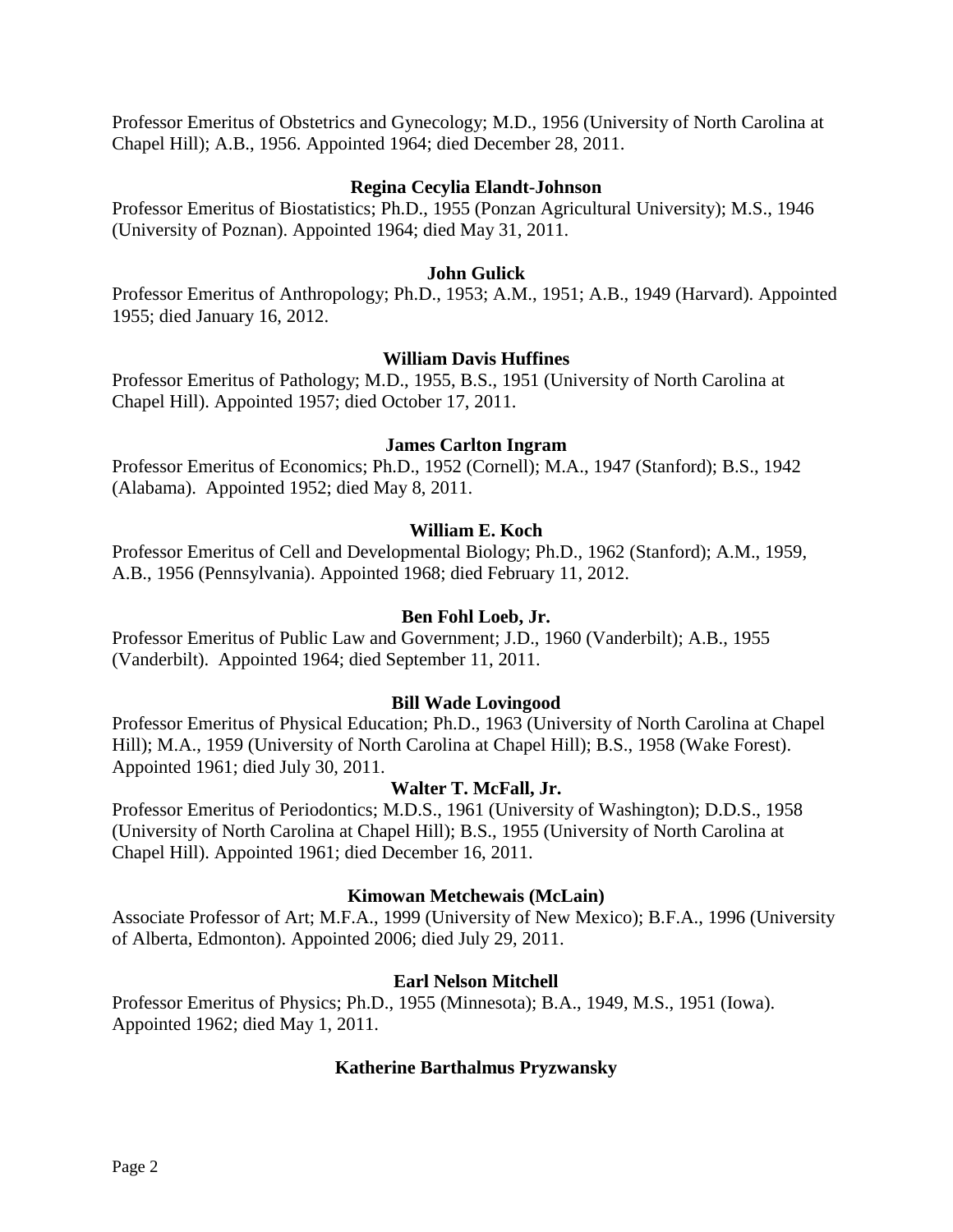Professor Emeritus of Obstetrics and Gynecology; M.D., 1956 (University of North Carolina at Chapel Hill); A.B., 1956. Appointed 1964; died December 28, 2011.

**Regina Cecylia Elandt-Johnson**

Professor Emeritus of Biostatistics; Ph.D., 1955 (Ponzan Agricultural University); M.S., 1946 (University of Poznan). Appointed 1964; died May 31, 2011.

**John Gulick**

Professor Emeritus of Anthropology; Ph.D., 1953; A.M., 1951; A.B., 1949 (Harvard). Appointed 1955; died January 16, 2012.

**William Davis Huffines**

Professor Emeritus of Pathology; M.D., 1955, B.S., 1951 (University of North Carolina at Chapel Hill). Appointed 1957; died October 17, 2011.

**James Carlton Ingram**

Professor Emeritus of Economics; Ph.D., 1952 (Cornell); M.A., 1947 (Stanford); B.S., 1942 (Alabama). Appointed 1952; died May 8, 2011.

**William E. Koch**

Professor Emeritus of Cell and Developmental Biology; Ph.D., 1962 (Stanford); A.M., 1959, A.B., 1956 (Pennsylvania). Appointed 1968; died February 11, 2012.

**Ben Fohl Loeb, Jr.**

Professor Emeritus of Public Law and Government; J.D., 1960 (Vanderbilt); A.B., 1955 (Vanderbilt). Appointed 1964; died September 11, 2011.

**Bill Wade Lovingood**

Professor Emeritus of Physical Education; Ph.D., 1963 (University of North Carolina at Chapel Hill); M.A., 1959 (University of North Carolina at Chapel Hill); B.S., 1958 (Wake Forest). Appointed 1961; died July 30, 2011.

**Walter T. McFall, Jr.**

Professor Emeritus of Periodontics; M.D.S., 1961 (University of Washington); D.D.S., 1958 (University of North Carolina at Chapel Hill); B.S., 1955 (University of North Carolina at Chapel Hill). Appointed 1961; died December 16, 2011.

**Kimowan Metchewais (McLain)**

Associate Professor of Art; M.F.A., 1999 (University of New Mexico); B.F.A., 1996 (University of Alberta, Edmonton). Appointed 2006; died July 29, 2011.

**Earl Nelson Mitchell**

Professor Emeritus of Physics; Ph.D., 1955 (Minnesota); B.A., 1949, M.S., 1951 (Iowa). Appointed 1962; died May 1, 2011.

**Katherine Barthalmus Pryzwansky**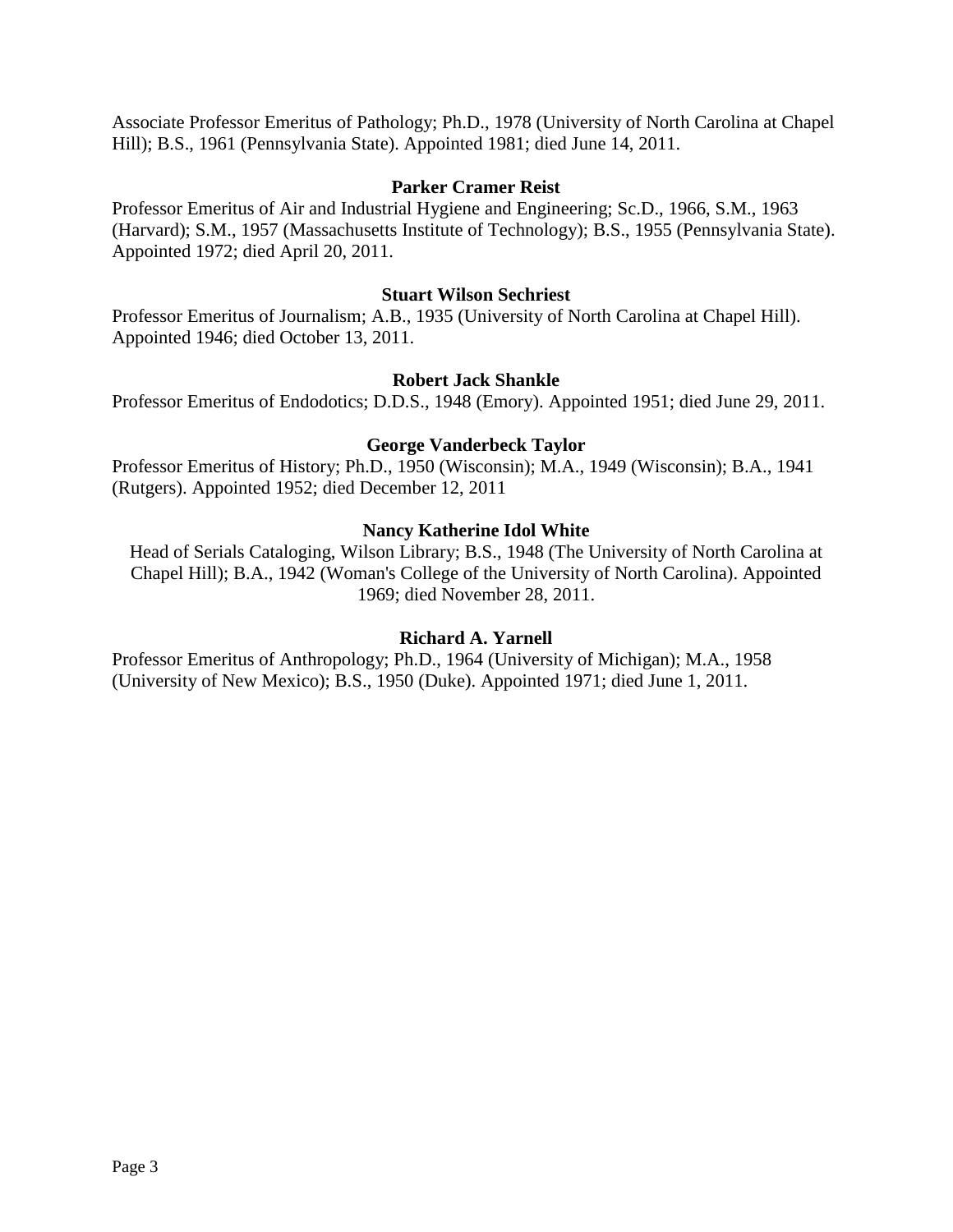Associate Professor Emeritus of Pathology; Ph.D., 1978 (University of North Carolina at Chapel Hill); B.S., 1961 (Pennsylvania State). Appointed 1981; died June 14, 2011.

**Parker Cramer Reist**

Professor Emeritus of Air and Industrial Hygiene and Engineering; Sc.D., 1966, S.M., 1963 (Harvard); S.M., 1957 (Massachusetts Institute of Technology); B.S., 1955 (Pennsylvania State). Appointed 1972; died April 20, 2011.

**Stuart Wilson Sechriest**

Professor Emeritus of Journalism; A.B., 1935 (University of North Carolina at Chapel Hill). Appointed 1946; died October 13, 2011.

**Robert Jack Shankle**

Professor Emeritus of Endodotics; D.D.S., 1948 (Emory). Appointed 1951; died June 29, 2011.

**George Vanderbeck Taylor**

Professor Emeritus of History; Ph.D., 1950 (Wisconsin); M.A., 1949 (Wisconsin); B.A., 1941 (Rutgers). Appointed 1952; died December 12, 2011

**Nancy Katherine Idol White**

Head of Serials Cataloging, Wilson Library; B.S., 1948 (The University of North Carolina at Chapel Hill); B.A., 1942 (Woman's College of the University of North Carolina). Appointed 1969; died November 28, 2011.

**Richard A. Yarnell**

Professor Emeritus of Anthropology; Ph.D., 1964 (University of Michigan); M.A., 1958 (University of New Mexico); B.S., 1950 (Duke). Appointed 1971; died June 1, 2011.